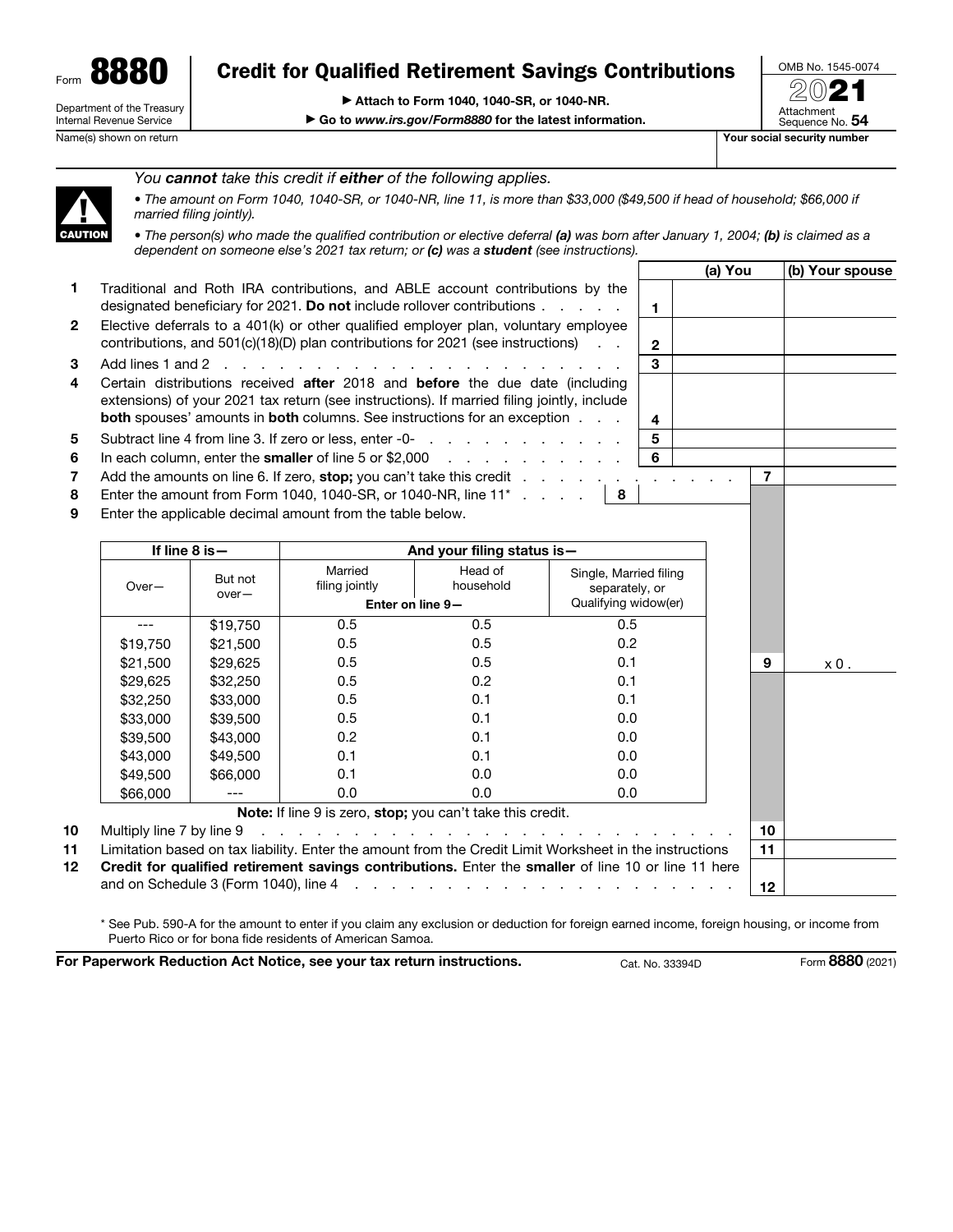Form **8880**

Department of the Treasury
Internal Revenue Service

# Credit for Qualified Retirement Savings Contributions

▶ Attach to Form 1040, 1040-SR, or 1040-NR.

▶ Go to *www.irs.gov/Form8880* for the latest information.

OMB No. 1545-0074

**2021**

Attachment Sequence No. **54**

Name(s) shown on return | **Your social security number**

**CAUTION**

*You **cannot** take this credit if **either** of the following applies.*

- *The amount on Form 1040, 1040-SR, or 1040-NR, line 11, is more than $33,000 ($49,500 if head of household; $66,000 if married filing jointly).*
- *The person(s) who made the qualified contribution or elective deferral **(a)** was born after January 1, 2004; **(b)** is claimed as a dependent on someone else's 2021 tax return; or **(c)** was a **student** (see instructions).*

| | | | (a) You | (b) Your spouse |
|---|---|---|---|---|
| **1** | Traditional and Roth IRA contributions, and ABLE account contributions by the designated beneficiary for 2021. **Do not** include rollover contributions | **1** | | |
| **2** | Elective deferrals to a 401(k) or other qualified employer plan, voluntary employee contributions, and 501(c)(18)(D) plan contributions for 2021 (see instructions) | **2** | | |
| **3** | Add lines 1 and 2 | **3** | | |
| **4** | Certain distributions received **after** 2018 and **before** the due date (including extensions) of your 2021 tax return (see instructions). If married filing jointly, include **both** spouses' amounts in **both** columns. See instructions for an exception | **4** | | |
| **5** | Subtract line 4 from line 3. If zero or less, enter -0- | **5** | | |
| **6** | In each column, enter the **smaller** of line 5 or $2,000 | **6** | | |

**7** Add the amounts on line 6. If zero, **stop;** you can't take this credit . . . **7**

**8** Enter the amount from Form 1040, 1040-SR, or 1040-NR, line 11* . . . **8**

**9** Enter the applicable decimal amount from the table below. . . . **9** x 0 .

| If line 8 is— | | And your filing status is— | | |
|---|---|---|---|---|
| Over— | But not over— | Married filing jointly | Head of household | Single, Married filing separately, or Qualifying widow(er) |
| | | Enter on line 9— | | |
| --- | $19,750 | 0.5 | 0.5 | 0.5 |
| $19,750 | $21,500 | 0.5 | 0.5 | 0.2 |
| $21,500 | $29,625 | 0.5 | 0.5 | 0.1 |
| $29,625 | $32,250 | 0.5 | 0.2 | 0.1 |
| $32,250 | $33,000 | 0.5 | 0.1 | 0.1 |
| $33,000 | $39,500 | 0.5 | 0.1 | 0.0 |
| $39,500 | $43,000 | 0.2 | 0.1 | 0.0 |
| $43,000 | $49,500 | 0.1 | 0.1 | 0.0 |
| $49,500 | $66,000 | 0.1 | 0.0 | 0.0 |
| $66,000 | --- | 0.0 | 0.0 | 0.0 |

**Note:** If line 9 is zero, **stop;** you can't take this credit.

**10** Multiply line 7 by line 9 . . . **10**

**11** Limitation based on tax liability. Enter the amount from the Credit Limit Worksheet in the instructions **11**

**12** **Credit for qualified retirement savings contributions.** Enter the **smaller** of line 10 or line 11 here and on Schedule 3 (Form 1040), line 4 . . . **12**

\* See Pub. 590-A for the amount to enter if you claim any exclusion or deduction for foreign earned income, foreign housing, or income from Puerto Rico or for bona fide residents of American Samoa.

**For Paperwork Reduction Act Notice, see your tax return instructions.** Cat. No. 33394D Form **8880** (2021)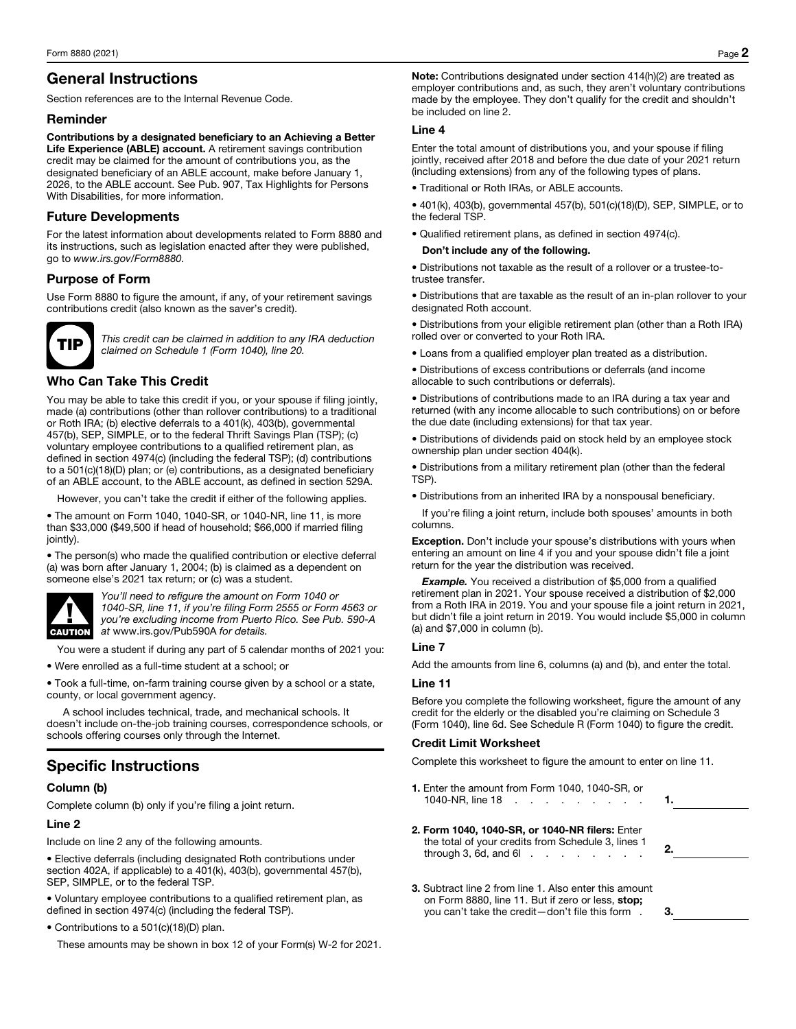## General Instructions

Section references are to the Internal Revenue Code.

### Reminder

**Contributions by a designated beneficiary to an Achieving a Better Life Experience (ABLE) account.** A retirement savings contribution credit may be claimed for the amount of contributions you, as the designated beneficiary of an ABLE account, make before January 1, 2026, to the ABLE account. See Pub. 907, Tax Highlights for Persons With Disabilities, for more information.

### Future Developments

For the latest information about developments related to Form 8880 and its instructions, such as legislation enacted after they were published, go to *www.irs.gov/Form8880.*

### Purpose of Form

Use Form 8880 to figure the amount, if any, of your retirement savings contributions credit (also known as the saver's credit).

**TIP** *This credit can be claimed in addition to any IRA deduction claimed on Schedule 1 (Form 1040), line 20.*

### Who Can Take This Credit

You may be able to take this credit if you, or your spouse if filing jointly, made (a) contributions (other than rollover contributions) to a traditional or Roth IRA; (b) elective deferrals to a 401(k), 403(b), governmental 457(b), SEP, SIMPLE, or to the federal Thrift Savings Plan (TSP); (c) voluntary employee contributions to a qualified retirement plan, as defined in section 4974(c) (including the federal TSP); (d) contributions to a 501(c)(18)(D) plan; or (e) contributions, as a designated beneficiary of an ABLE account, to the ABLE account, as defined in section 529A.

However, you can't take the credit if either of the following applies.

- The amount on Form 1040, 1040-SR, or 1040-NR, line 11, is more than $33,000 ($49,500 if head of household; $66,000 if married filing jointly).
- The person(s) who made the qualified contribution or elective deferral (a) was born after January 1, 2004; (b) is claimed as a dependent on someone else's 2021 tax return; or (c) was a student.

**CAUTION** *You'll need to refigure the amount on Form 1040 or 1040-SR, line 11, if you're filing Form 2555 or Form 4563 or you're excluding income from Puerto Rico. See Pub. 590-A at* www.irs.gov/Pub590A *for details.*

You were a student if during any part of 5 calendar months of 2021 you:

- Were enrolled as a full-time student at a school; or
- Took a full-time, on-farm training course given by a school or a state, county, or local government agency.

A school includes technical, trade, and mechanical schools. It doesn't include on-the-job training courses, correspondence schools, or schools offering courses only through the Internet.

## Specific Instructions

### Column (b)

Complete column (b) only if you're filing a joint return.

### Line 2

Include on line 2 any of the following amounts.

- Elective deferrals (including designated Roth contributions under section 402A, if applicable) to a 401(k), 403(b), governmental 457(b), SEP, SIMPLE, or to the federal TSP.
- Voluntary employee contributions to a qualified retirement plan, as defined in section 4974(c) (including the federal TSP).
- Contributions to a 501(c)(18)(D) plan.

These amounts may be shown in box 12 of your Form(s) W-2 for 2021.

**Note:** Contributions designated under section 414(h)(2) are treated as employer contributions and, as such, they aren't voluntary contributions made by the employee. They don't qualify for the credit and shouldn't be included on line 2.

### Line 4

Enter the total amount of distributions you, and your spouse if filing jointly, received after 2018 and before the due date of your 2021 return (including extensions) from any of the following types of plans.

- Traditional or Roth IRAs, or ABLE accounts.
- 401(k), 403(b), governmental 457(b), 501(c)(18)(D), SEP, SIMPLE, or to the federal TSP.
- Qualified retirement plans, as defined in section 4974(c).

**Don't include any of the following.**

- Distributions not taxable as the result of a rollover or a trustee-to-trustee transfer.
- Distributions that are taxable as the result of an in-plan rollover to your designated Roth account.
- Distributions from your eligible retirement plan (other than a Roth IRA) rolled over or converted to your Roth IRA.
- Loans from a qualified employer plan treated as a distribution.
- Distributions of excess contributions or deferrals (and income allocable to such contributions or deferrals).
- Distributions of contributions made to an IRA during a tax year and returned (with any income allocable to such contributions) on or before the due date (including extensions) for that tax year.
- Distributions of dividends paid on stock held by an employee stock ownership plan under section 404(k).
- Distributions from a military retirement plan (other than the federal TSP).
- Distributions from an inherited IRA by a nonspousal beneficiary.

If you're filing a joint return, include both spouses' amounts in both columns.

**Exception.** Don't include your spouse's distributions with yours when entering an amount on line 4 if you and your spouse didn't file a joint return for the year the distribution was received.

***Example.*** You received a distribution of $5,000 from a qualified retirement plan in 2021. Your spouse received a distribution of $2,000 from a Roth IRA in 2019. You and your spouse file a joint return in 2021, but didn't file a joint return in 2019. You would include $5,000 in column (a) and $7,000 in column (b).

### Line 7

Add the amounts from line 6, columns (a) and (b), and enter the total.

### Line 11

Before you complete the following worksheet, figure the amount of any credit for the elderly or the disabled you're claiming on Schedule 3 (Form 1040), line 6d. See Schedule R (Form 1040) to figure the credit.

#### Credit Limit Worksheet

Complete this worksheet to figure the amount to enter on line 11.

| | | |
|---|---|---|
| **1.** Enter the amount from Form 1040, 1040-SR, or 1040-NR, line 18 | **1.** | |
| **2. Form 1040, 1040-SR, or 1040-NR filers:** Enter the total of your credits from Schedule 3, lines 1 through 3, 6d, and 6l | **2.** | |
| **3.** Subtract line 2 from line 1. Also enter this amount on Form 8880, line 11. But if zero or less, **stop;** you can't take the credit—don't file this form | **3.** | |